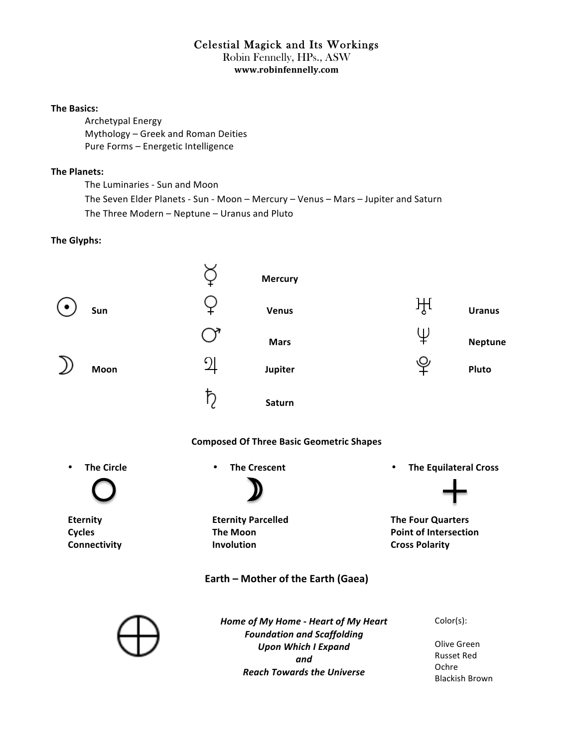# Celestial Magick and Its Workings

Robin Fennelly, HPs., ASW
**www.robinfennelly.com**

**The Basics:**

- Archetypal Energy
- Mythology – Greek and Roman Deities
- Pure Forms – Energetic Intelligence

**The Planets:**

- The Luminaries - Sun and Moon
- The Seven Elder Planets - Sun - Moon – Mercury – Venus – Mars – Jupiter and Saturn
- The Three Modern – Neptune – Uranus and Pluto

**The Glyphs:**

| Glyph | Planet | Glyph | Planet | Glyph | Planet |
|---|---|---|---|---|---|
| | | ☿ | **Mercury** | | |
| ☉ | **Sun** | ♀ | **Venus** | ♅ | **Uranus** |
| | | ♂ | **Mars** | ♆ | **Neptune** |
| ☽ | **Moon** | ♃ | **Jupiter** | ♇ | **Pluto** |
| | | ♄ | **Saturn** | | |

**Composed Of Three Basic Geometric Shapes**

- **The Circle** ○
  - **Eternity**
  - **Cycles**
  - **Connectivity**
- **The Crescent** ☽
  - **Eternity Parcelled**
  - **The Moon**
  - **Involution**
- **The Equilateral Cross** +
  - **The Four Quarters**
  - **Point of Intersection**
  - **Cross Polarity**

**Earth – Mother of the Earth (Gaea)**

⊕

***Home of My Home - Heart of My Heart***
***Foundation and Scaffolding***
***Upon Which I Expand***
***and***
***Reach Towards the Universe***

Color(s):

- Olive Green
- Russet Red
- Ochre
- Blackish Brown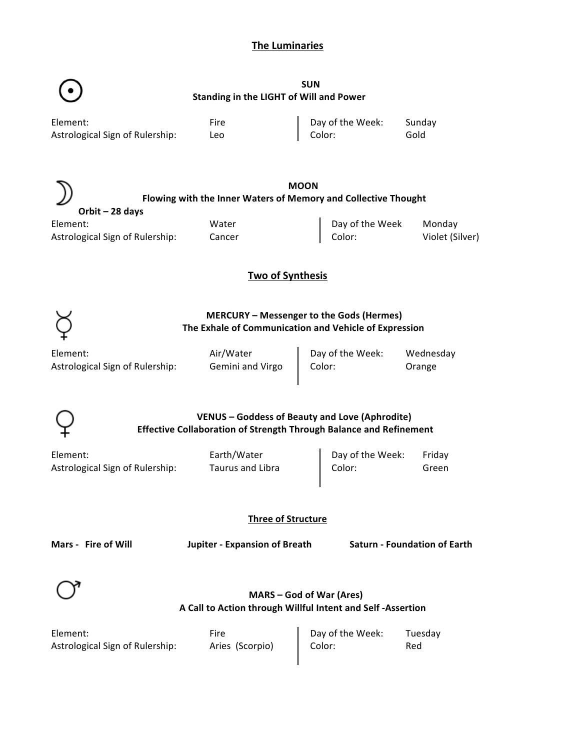## The Luminaries

☉

### SUN
**Standing in the LIGHT of Will and Power**

| | | | |
|---|---|---|---|
| Element: | Fire | Day of the Week: | Sunday |
| Astrological Sign of Rulership: | Leo | Color: | Gold |

☽

### MOON
**Flowing with the Inner Waters of Memory and Collective Thought**

**Orbit – 28 days**

| | | | |
|---|---|---|---|
| Element: | Water | Day of the Week | Monday |
| Astrological Sign of Rulership: | Cancer | Color: | Violet (Silver) |

## Two of Synthesis

☿

### MERCURY – Messenger to the Gods (Hermes)
**The Exhale of Communication and Vehicle of Expression**

| | | | |
|---|---|---|---|
| Element: | Air/Water | Day of the Week: | Wednesday |
| Astrological Sign of Rulership: | Gemini and Virgo | Color: | Orange |

♀

### VENUS – Goddess of Beauty and Love (Aphrodite)
**Effective Collaboration of Strength Through Balance and Refinement**

| | | | |
|---|---|---|---|
| Element: | Earth/Water | Day of the Week: | Friday |
| Astrological Sign of Rulership: | Taurus and Libra | Color: | Green |

## Three of Structure

**Mars - Fire of Will** | **Jupiter - Expansion of Breath** | **Saturn - Foundation of Earth**

♂

### MARS – God of War (Ares)
**A Call to Action through Willful Intent and Self -Assertion**

| | | | |
|---|---|---|---|
| Element: | Fire | Day of the Week: | Tuesday |
| Astrological Sign of Rulership: | Aries (Scorpio) | Color: | Red |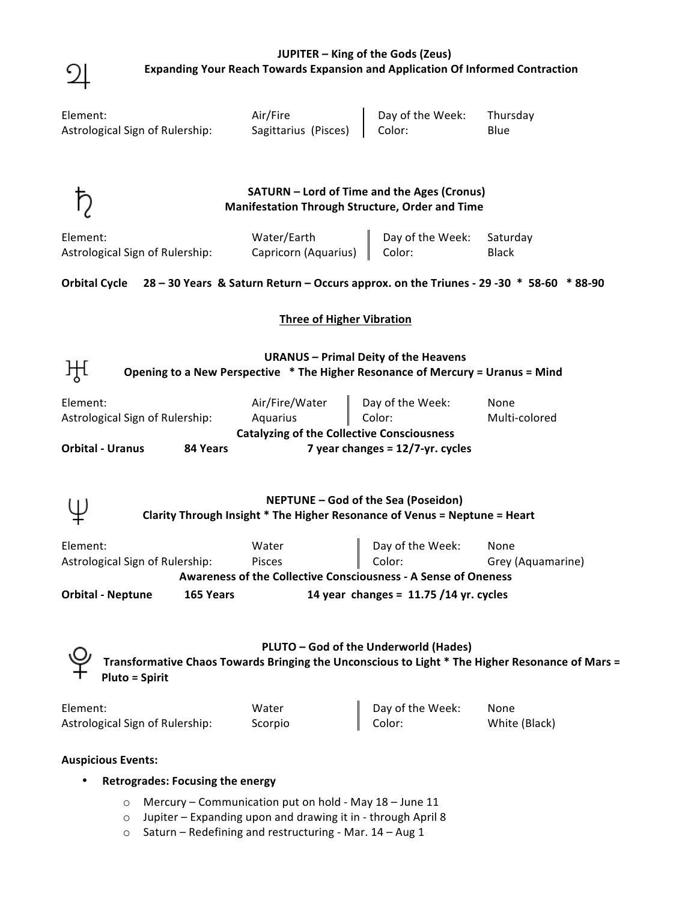## ♃ JUPITER – King of the Gods (Zeus)

**Expanding Your Reach Towards Expansion and Application Of Informed Contraction**

| | | | |
|---|---|---|---|
| Element: | Air/Fire | Day of the Week: | Thursday |
| Astrological Sign of Rulership: | Sagittarius (Pisces) | Color: | Blue |

## ♄ SATURN – Lord of Time and the Ages (Cronus)

**Manifestation Through Structure, Order and Time**

| | | | |
|---|---|---|---|
| Element: | Water/Earth | Day of the Week: | Saturday |
| Astrological Sign of Rulership: | Capricorn (Aquarius) | Color: | Black |

**Orbital Cycle 28 – 30 Years & Saturn Return – Occurs approx. on the Triunes - 29 -30 * 58-60 * 88-90**

### Three of Higher Vibration

## ♅ URANUS – Primal Deity of the Heavens

**Opening to a New Perspective * The Higher Resonance of Mercury = Uranus = Mind**

| | | | |
|---|---|---|---|
| Element: | Air/Fire/Water | Day of the Week: | None |
| Astrological Sign of Rulership: | Aquarius | Color: | Multi-colored |

**Catalyzing of the Collective Consciousness**

**Orbital - Uranus 84 Years 7 year changes = 12/7-yr. cycles**

## ♆ NEPTUNE – God of the Sea (Poseidon)

**Clarity Through Insight * The Higher Resonance of Venus = Neptune = Heart**

| | | | |
|---|---|---|---|
| Element: | Water | Day of the Week: | None |
| Astrological Sign of Rulership: | Pisces | Color: | Grey (Aquamarine) |

**Awareness of the Collective Consciousness - A Sense of Oneness**

**Orbital - Neptune 165 Years 14 year changes = 11.75 /14 yr. cycles**

## ♇ PLUTO – God of the Underworld (Hades)

**Transformative Chaos Towards Bringing the Unconscious to Light * The Higher Resonance of Mars = Pluto = Spirit**

| | | | |
|---|---|---|---|
| Element: | Water | Day of the Week: | None |
| Astrological Sign of Rulership: | Scorpio | Color: | White (Black) |

**Auspicious Events:**

- **Retrogrades: Focusing the energy**
  - Mercury – Communication put on hold - May 18 – June 11
  - Jupiter – Expanding upon and drawing it in - through April 8
  - Saturn – Redefining and restructuring - Mar. 14 – Aug 1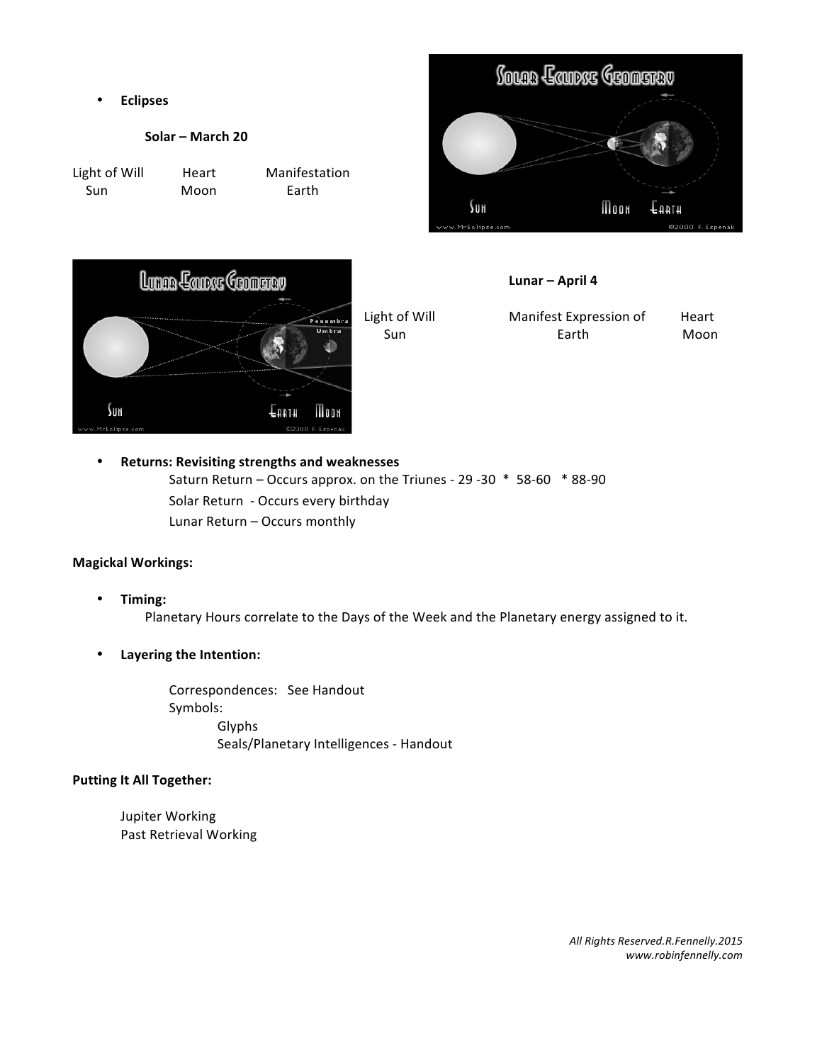- **Eclipses**

**Solar – March 20**

| Light of Will | Heart | Manifestation |
| --- | --- | --- |
| Sun | Moon | Earth |

Solar Eclipse Geometry

Sun

Moon

Earth

www.MrEclipse.com

©2000 F. Espenak

Lunar Eclipse Geometry

Penumbra

Umbra

Sun

Earth

Moon

www.MrEclipse.com

©2000 F. Espenak

**Lunar – April 4**

| Light of Will | Manifest Expression of | Heart |
| --- | --- | --- |
| Sun | Earth | Moon |

- **Returns: Revisiting strengths and weaknesses**
  - Saturn Return – Occurs approx. on the Triunes - 29 -30 * 58-60 * 88-90
  - Solar Return - Occurs every birthday
  - Lunar Return – Occurs monthly

**Magickal Workings:**

- **Timing:**
  Planetary Hours correlate to the Days of the Week and the Planetary energy assigned to it.

- **Layering the Intention:**
  - Correspondences: See Handout
  - Symbols:
    - Glyphs
    - Seals/Planetary Intelligences - Handout

**Putting It All Together:**

Jupiter Working

Past Retrieval Working

*All Rights Reserved.R.Fennelly.2015*
*www.robinfennelly.com*